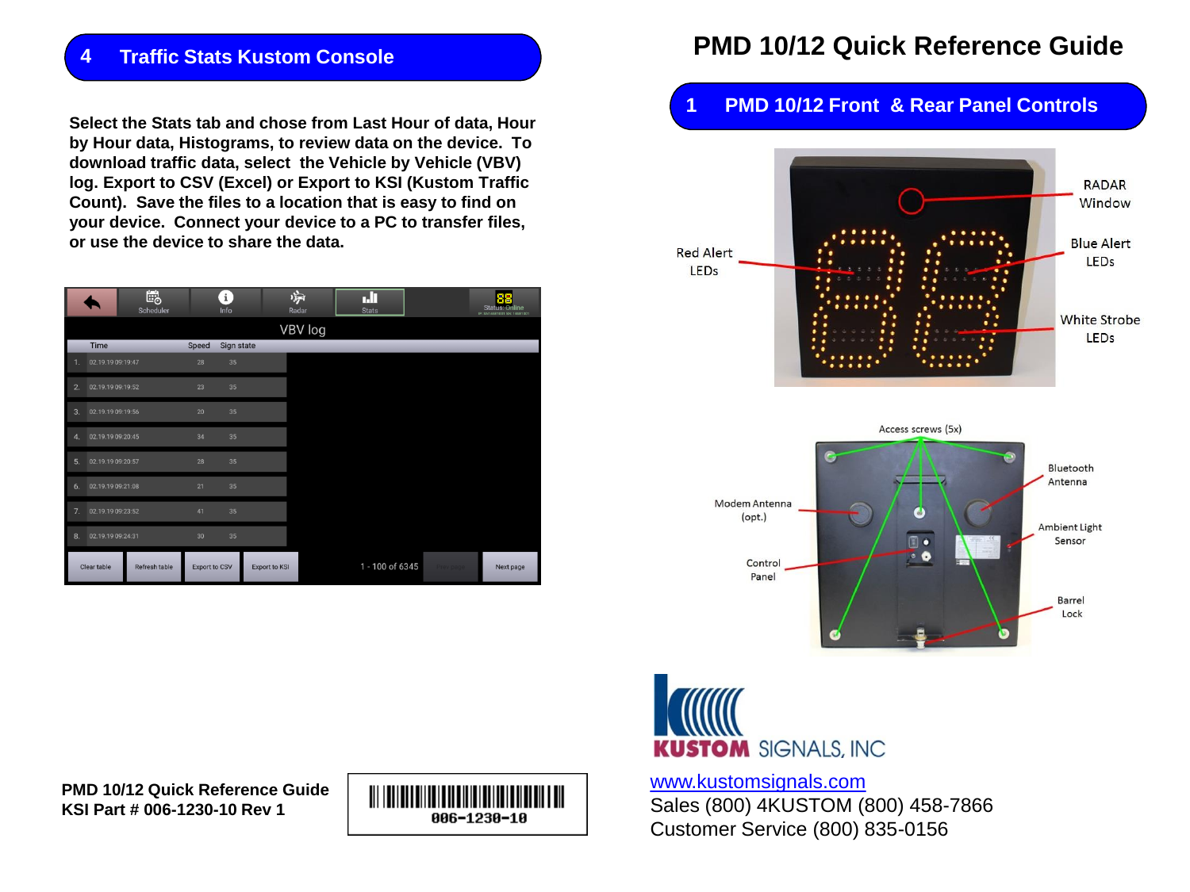# PMD 10/12 Quick Reference Guide

## 4 Traffic Stats Kustom Console

**Select the Stats tab and chose from Last Hour of data, Hour by Hour data, Histograms, to review data on the device. To download traffic data, select the Vehicle by Vehicle (VBV) log. Export to CSV (Excel) or Export to KSI (Kustom Traffic Count). Save the files to a location that is easy to find on your device. Connect your device to a PC to transfer files, or use the device to share the data.**

VBV log

| | Time | Speed | Sign state |
|---|---|---|---|
| 1. | 02.19.19 09:19:47 | 28 | 35 |
| 2. | 02.19.19 09:19:52 | 23 | 35 |
| 3. | 02.19.19 09:19:56 | 20 | 35 |
| 4. | 02.19.19 09:20:45 | 34 | 35 |
| 5. | 02.19.19 09:20:57 | 28 | 35 |
| 6. | 02.19.19 09:21:08 | 21 | 35 |
| 7. | 02.19.19 09:23:52 | 41 | 35 |
| 8. | 02.19.19 09:24:31 | 30 | 35 |

Clear table | Refresh table | Export to CSV | Export to KSI | 1 - 100 of 6345 | Prev page | Next page

**PMD 10/12 Quick Reference Guide**
**KSI Part # 006-1230-10 Rev 1**

006-1230-10

## 1 PMD 10/12 Front & Rear Panel Controls

RADAR Window

Red Alert LEDs

Blue Alert LEDs

White Strobe LEDs

Access screws (5x)

Bluetooth Antenna

Modem Antenna (opt.)

Ambient Light Sensor

Control Panel

Barrel Lock

KUSTOM SIGNALS, INC

www.kustomsignals.com
Sales (800) 4KUSTOM (800) 458-7866
Customer Service (800) 835-0156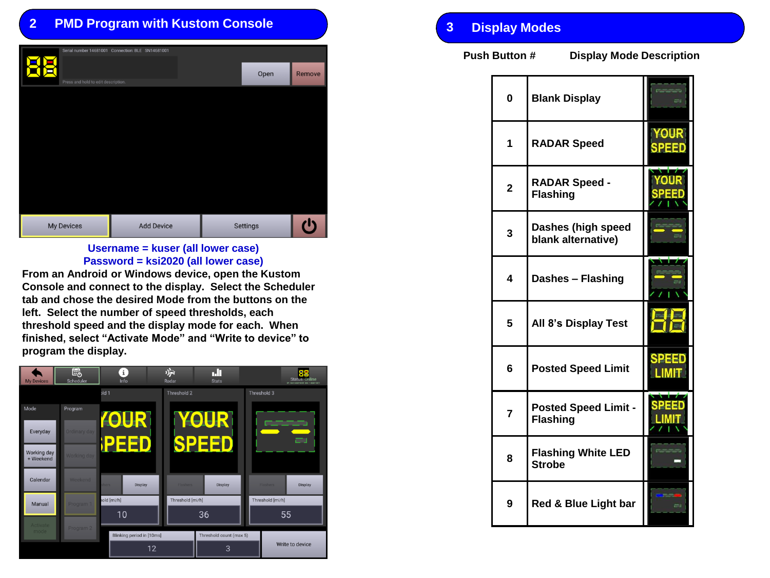## 2 PMD Program with Kustom Console

**Username = kuser (all lower case)**
**Password = ksi2020 (all lower case)**

**From an Android or Windows device, open the Kustom Console and connect to the display. Select the Scheduler tab and chose the desired Mode from the buttons on the left. Select the number of speed thresholds, each threshold speed and the display mode for each. When finished, select “Activate Mode” and “Write to device” to program the display.**

## 3 Display Modes

| Push Button # | Display Mode Description |
|---|---|
| 0 | Blank Display |
| 1 | RADAR Speed |
| 2 | RADAR Speed - Flashing |
| 3 | Dashes (high speed blank alternative) |
| 4 | Dashes – Flashing |
| 5 | All 8’s Display Test |
| 6 | Posted Speed Limit |
| 7 | Posted Speed Limit - Flashing |
| 8 | Flashing White LED Strobe |
| 9 | Red & Blue Light bar |